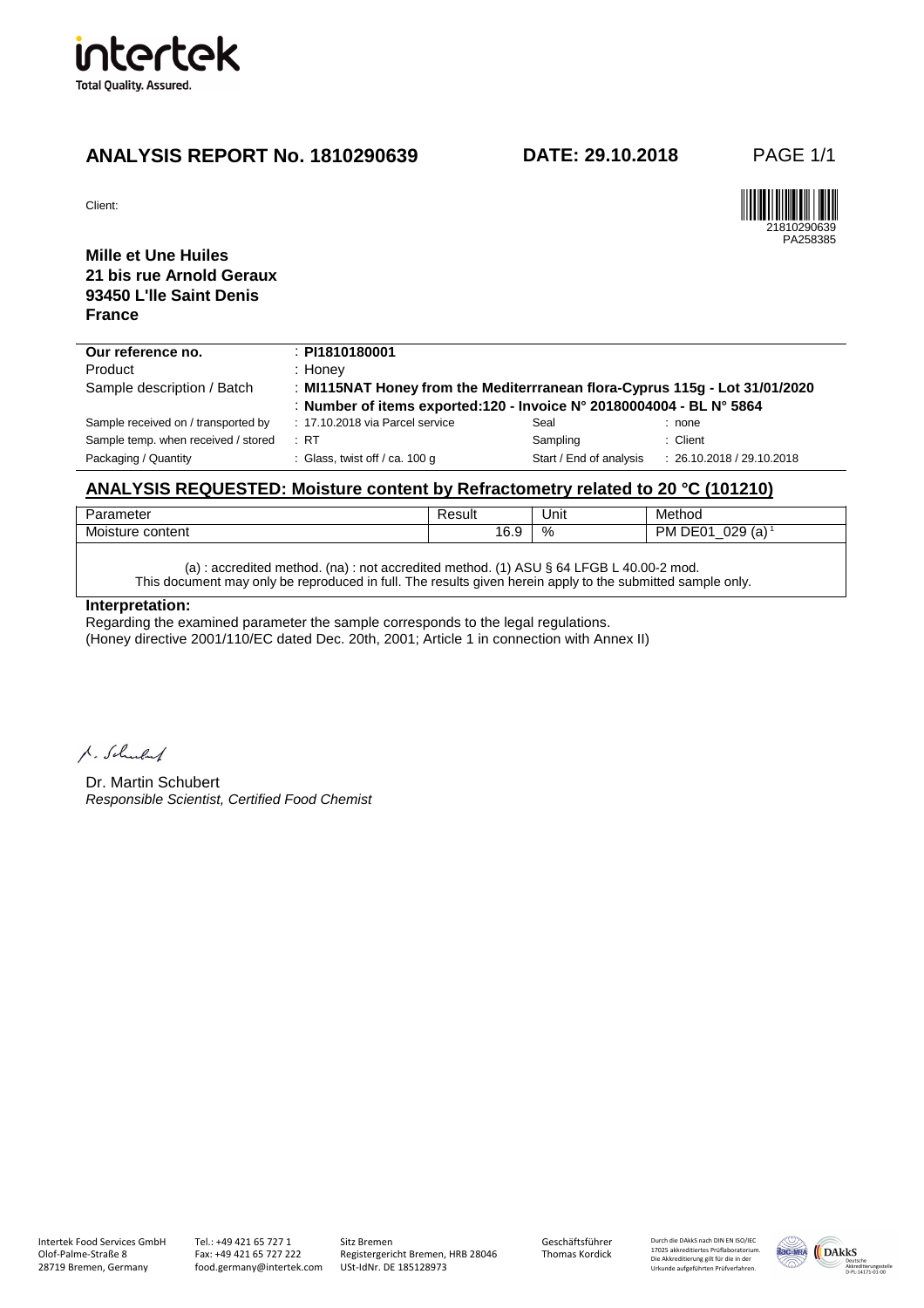intertek
Total Quality. Assured.

## ANALYSIS REPORT No. 1810290639

**DATE: 29.10.2018**

Client:

21810290639
PA258385

**Mille et Une Huiles**
**21 bis rue Arnold Geraux**
**93450 L'Ile Saint Denis**
**France**

| | | | |
|---|---|---|---|
| **Our reference no.** | : **PI1810180001** | | |
| Product | : Honey | | |
| Sample description / Batch | : **MI115NAT Honey from the Mediterrranean flora-Cyprus 115g - Lot 31/01/2020** | | |
| | : **Number of items exported:120 - Invoice N° 20180004004 - BL N° 5864** | | |
| Sample received on / transported by | : 17.10.2018 via Parcel service | Seal | : none |
| Sample temp. when received / stored | : RT | Sampling | : Client |
| Packaging / Quantity | : Glass, twist off / ca. 100 g | Start / End of analysis | : 26.10.2018 / 29.10.2018 |

### ANALYSIS REQUESTED: Moisture content by Refractometry related to 20 °C (101210)

| Parameter | Result | Unit | Method |
|---|---|---|---|
| Moisture content | 16.9 | % | PM DE01_029 (a) [1] |

(a) : accredited method. (na) : not accredited method. (1) ASU § 64 LFGB L 40.00-2 mod.
This document may only be reproduced in full. The results given herein apply to the submitted sample only.

**Interpretation:**

Regarding the examined parameter the sample corresponds to the legal regulations.
(Honey directive 2001/110/EC dated Dec. 20th, 2001; Article 1 in connection with Annex II)

Dr. Martin Schubert
*Responsible Scientist, Certified Food Chemist*

Intertek Food Services GmbH
Olof-Palme-Straße 8
28719 Bremen, Germany

Tel.: +49 421 65 727 1
Fax: +49 421 65 727 222
food.germany@intertek.com

Sitz Bremen
Registergericht Bremen, HRB 28046
USt-IdNr. DE 185128973

Geschäftsführer
Thomas Kordick

Durch die DAkkS nach DIN EN ISO/IEC 17025 akkreditiertes Prüflaboratorium. Die Akkreditierung gilt für die in der Urkunde aufgeführten Prüfverfahren.

DAkkS Deutsche Akkreditierungsstelle D-PL-14171-01-00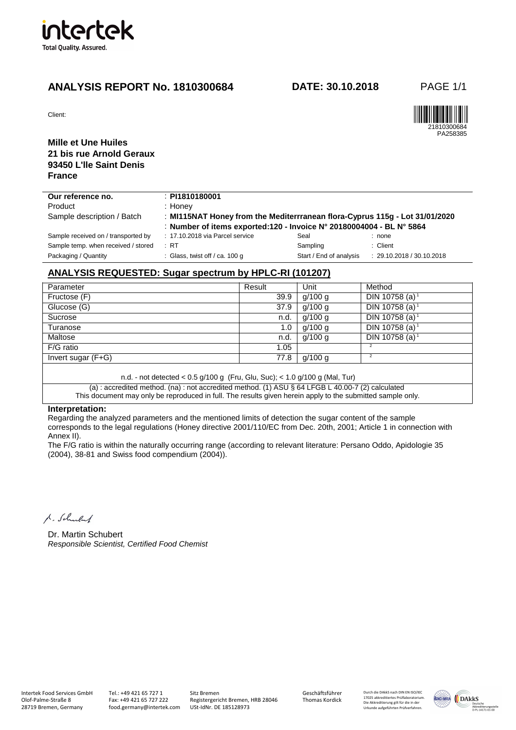# ANALYSIS REPORT No. 1810300684

**DATE: 30.10.2018**

Client:

21810300684
PA258385

**Mille et Une Huiles**
**21 bis rue Arnold Geraux**
**93450 L'Ile Saint Denis**
**France**

| | | | |
|---|---|---|---|
| **Our reference no.** | : **PI1810180001** | | |
| Product | : Honey | | |
| Sample description / Batch | : **MI115NAT Honey from the Mediterrranean flora-Cyprus 115g - Lot 31/01/2020** | | |
| | : **Number of items exported:120 - Invoice N° 20180004004 - BL N° 5864** | | |
| Sample received on / transported by | : 17.10.2018 via Parcel service | Seal | : none |
| Sample temp. when received / stored | : RT | Sampling | : Client |
| Packaging / Quantity | : Glass, twist off / ca. 100 g | Start / End of analysis | : 29.10.2018 / 30.10.2018 |

## ANALYSIS REQUESTED: Sugar spectrum by HPLC-RI (101207)

| Parameter | Result | Unit | Method |
|---|---|---|---|
| Fructose (F) | 39.9 | g/100 g | DIN 10758 (a) [1] |
| Glucose (G) | 37.9 | g/100 g | DIN 10758 (a) [1] |
| Sucrose | n.d. | g/100 g | DIN 10758 (a) [1] |
| Turanose | 1.0 | g/100 g | DIN 10758 (a) [1] |
| Maltose | n.d. | g/100 g | DIN 10758 (a) [1] |
| F/G ratio | 1.05 | | [2] |
| Invert sugar (F+G) | 77.8 | g/100 g | [2] |

n.d. - not detected < 0.5 g/100 g (Fru, Glu, Suc); < 1.0 g/100 g (Mal, Tur)

(a) : accredited method. (na) : not accredited method. (1) ASU § 64 LFGB L 40.00-7 (2) calculated
This document may only be reproduced in full. The results given herein apply to the submitted sample only.

**Interpretation:**

Regarding the analyzed parameters and the mentioned limits of detection the sugar content of the sample corresponds to the legal regulations (Honey directive 2001/110/EC from Dec. 20th, 2001; Article 1 in connection with Annex II).

The F/G ratio is within the naturally occurring range (according to relevant literature: Persano Oddo, Apidologie 35 (2004), 38-81 and Swiss food compendium (2004)).

M. Schubert

Dr. Martin Schubert
*Responsible Scientist, Certified Food Chemist*

Intertek Food Services GmbH
Olof-Palme-Straße 8
28719 Bremen, Germany

Tel.: +49 421 65 727 1
Fax: +49 421 65 727 222
food.germany@intertek.com

Sitz Bremen
Registergericht Bremen, HRB 28046
USt-IdNr. DE 185128973

Geschäftsführer
Thomas Kordick

Durch die DAkkS nach DIN EN ISO/IEC 17025 akkreditiertes Prüflaboratorium. Die Akkreditierung gilt für die in der Urkunde aufgeführten Prüfverfahren.

Deutsche Akkreditierungsstelle D-PL-14171-01-00